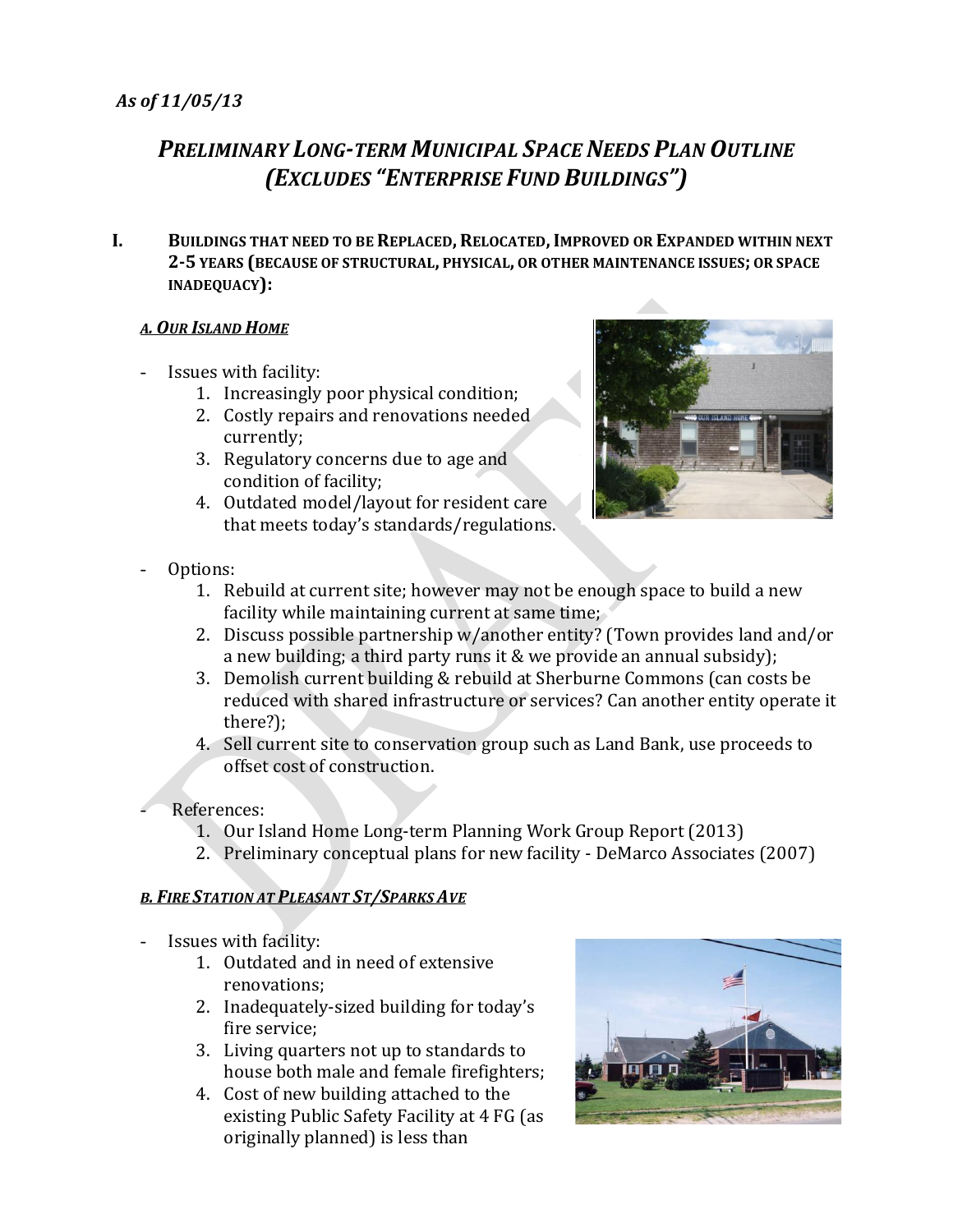*As of 11/05/13*

# *PRELIMINARY LONG-TERM MUNICIPAL SPACE NEEDS PLAN OUTLINE (EXCLUDES "ENTERPRISE FUND BUILDINGS")*

## I. BUILDINGS THAT NEED TO BE REPLACED, RELOCATED, IMPROVED OR EXPANDED WITHIN NEXT 2-5 YEARS (BECAUSE OF STRUCTURAL, PHYSICAL, OR OTHER MAINTENANCE ISSUES; OR SPACE INADEQUACY):

### *A. OUR ISLAND HOME*

- Issues with facility:
  1. Increasingly poor physical condition;
  2. Costly repairs and renovations needed currently;
  3. Regulatory concerns due to age and condition of facility;
  4. Outdated model/layout for resident care that meets today's standards/regulations.

- Options:
  1. Rebuild at current site; however may not be enough space to build a new facility while maintaining current at same time;
  2. Discuss possible partnership w/another entity? (Town provides land and/or a new building; a third party runs it & we provide an annual subsidy);
  3. Demolish current building & rebuild at Sherburne Commons (can costs be reduced with shared infrastructure or services? Can another entity operate it there?);
  4. Sell current site to conservation group such as Land Bank, use proceeds to offset cost of construction.

- References:
  1. Our Island Home Long-term Planning Work Group Report (2013)
  2. Preliminary conceptual plans for new facility - DeMarco Associates (2007)

### *B. FIRE STATION AT PLEASANT ST/SPARKS AVE*

- Issues with facility:
  1. Outdated and in need of extensive renovations;
  2. Inadequately-sized building for today's fire service;
  3. Living quarters not up to standards to house both male and female firefighters;
  4. Cost of new building attached to the existing Public Safety Facility at 4 FG (as originally planned) is less than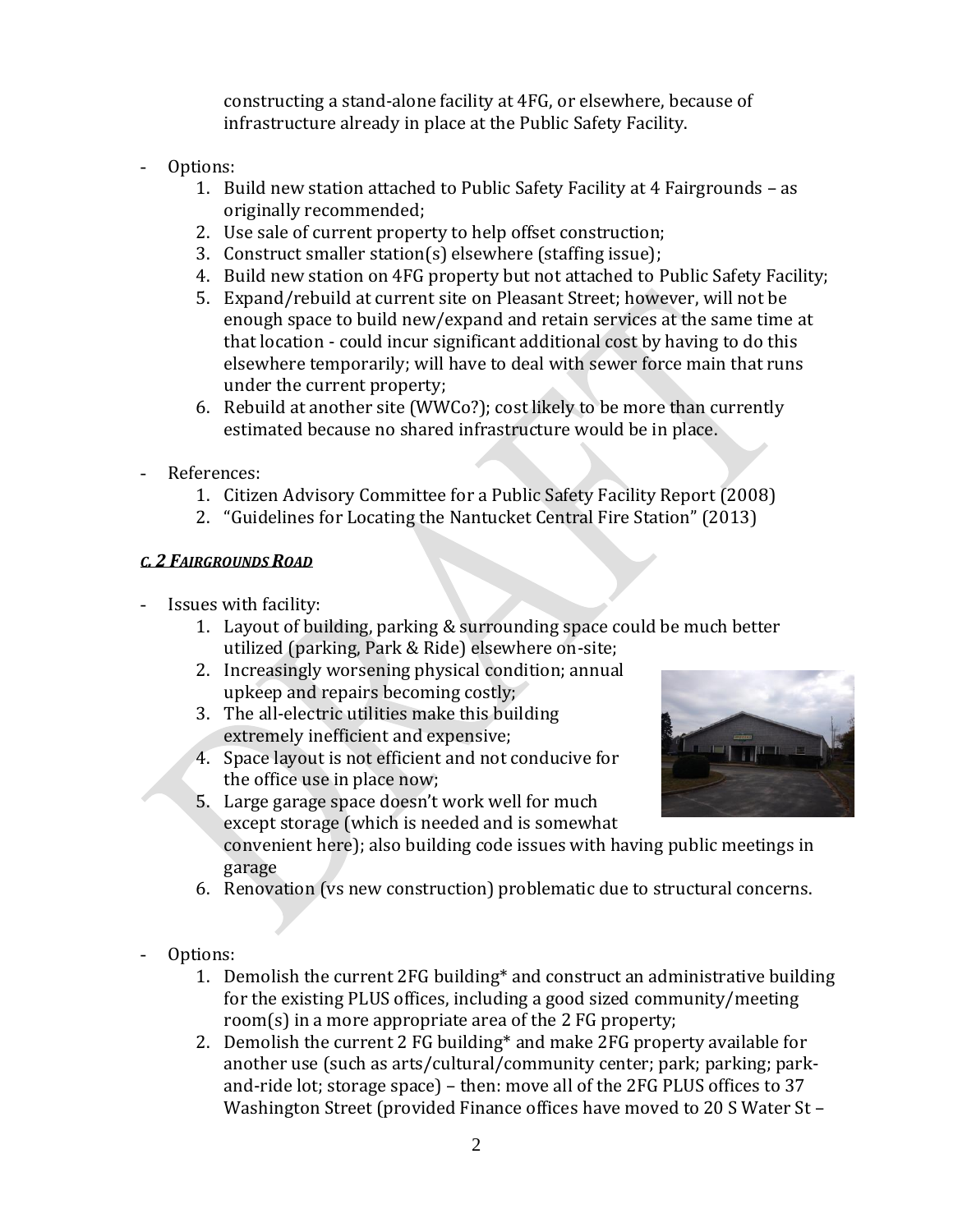constructing a stand-alone facility at 4FG, or elsewhere, because of infrastructure already in place at the Public Safety Facility.

- Options:
    1. Build new station attached to Public Safety Facility at 4 Fairgrounds – as originally recommended;
    2. Use sale of current property to help offset construction;
    3. Construct smaller station(s) elsewhere (staffing issue);
    4. Build new station on 4FG property but not attached to Public Safety Facility;
    5. Expand/rebuild at current site on Pleasant Street; however, will not be enough space to build new/expand and retain services at the same time at that location - could incur significant additional cost by having to do this elsewhere temporarily; will have to deal with sewer force main that runs under the current property;
    6. Rebuild at another site (WWCo?); cost likely to be more than currently estimated because no shared infrastructure would be in place.

- References:
    1. Citizen Advisory Committee for a Public Safety Facility Report (2008)
    2. "Guidelines for Locating the Nantucket Central Fire Station" (2013)

***C. 2 FAIRGROUNDS ROAD***

- Issues with facility:
    1. Layout of building, parking & surrounding space could be much better utilized (parking, Park & Ride) elsewhere on-site;
    2. Increasingly worsening physical condition; annual upkeep and repairs becoming costly;
    3. The all-electric utilities make this building extremely inefficient and expensive;
    4. Space layout is not efficient and not conducive for the office use in place now;
    5. Large garage space doesn't work well for much except storage (which is needed and is somewhat convenient here); also building code issues with having public meetings in garage
    6. Renovation (vs new construction) problematic due to structural concerns.

- Options:
    1. Demolish the current 2FG building* and construct an administrative building for the existing PLUS offices, including a good sized community/meeting room(s) in a more appropriate area of the 2 FG property;
    2. Demolish the current 2 FG building* and make 2FG property available for another use (such as arts/cultural/community center; park; parking; park-and-ride lot; storage space) – then: move all of the 2FG PLUS offices to 37 Washington Street (provided Finance offices have moved to 20 S Water St –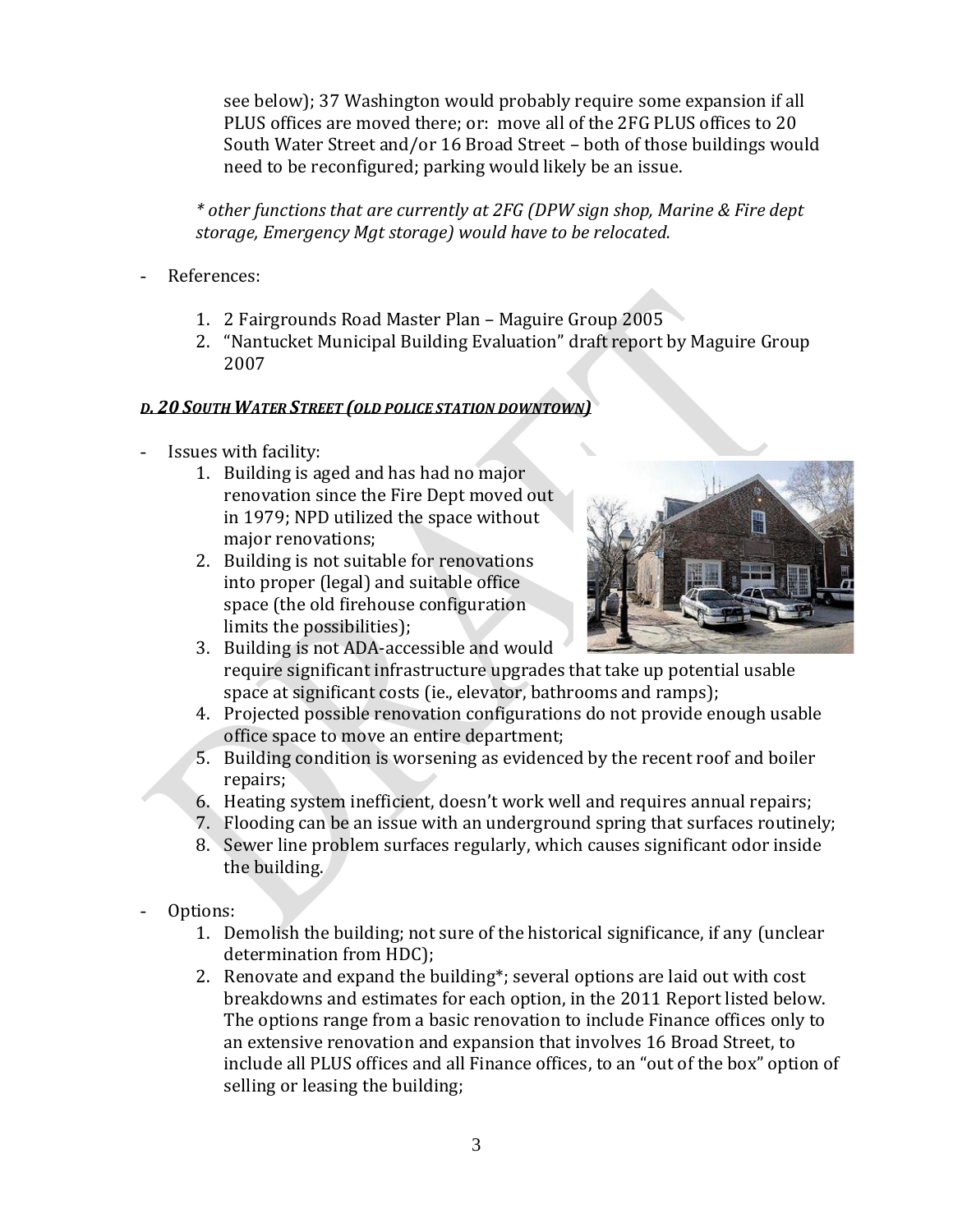see below); 37 Washington would probably require some expansion if all PLUS offices are moved there; or: move all of the 2FG PLUS offices to 20 South Water Street and/or 16 Broad Street – both of those buildings would need to be reconfigured; parking would likely be an issue.

*\* other functions that are currently at 2FG (DPW sign shop, Marine & Fire dept storage, Emergency Mgt storage) would have to be relocated.*

- References:
    1. 2 Fairgrounds Road Master Plan – Maguire Group 2005
    2. "Nantucket Municipal Building Evaluation" draft report by Maguire Group 2007

***D. 20 SOUTH WATER STREET (OLD POLICE STATION DOWNTOWN)***

- Issues with facility:
    1. Building is aged and has had no major renovation since the Fire Dept moved out in 1979; NPD utilized the space without major renovations;
    2. Building is not suitable for renovations into proper (legal) and suitable office space (the old firehouse configuration limits the possibilities);
    3. Building is not ADA-accessible and would require significant infrastructure upgrades that take up potential usable space at significant costs (ie., elevator, bathrooms and ramps);
    4. Projected possible renovation configurations do not provide enough usable office space to move an entire department;
    5. Building condition is worsening as evidenced by the recent roof and boiler repairs;
    6. Heating system inefficient, doesn't work well and requires annual repairs;
    7. Flooding can be an issue with an underground spring that surfaces routinely;
    8. Sewer line problem surfaces regularly, which causes significant odor inside the building.

- Options:
    1. Demolish the building; not sure of the historical significance, if any (unclear determination from HDC);
    2. Renovate and expand the building*; several options are laid out with cost breakdowns and estimates for each option, in the 2011 Report listed below. The options range from a basic renovation to include Finance offices only to an extensive renovation and expansion that involves 16 Broad Street, to include all PLUS offices and all Finance offices, to an "out of the box" option of selling or leasing the building;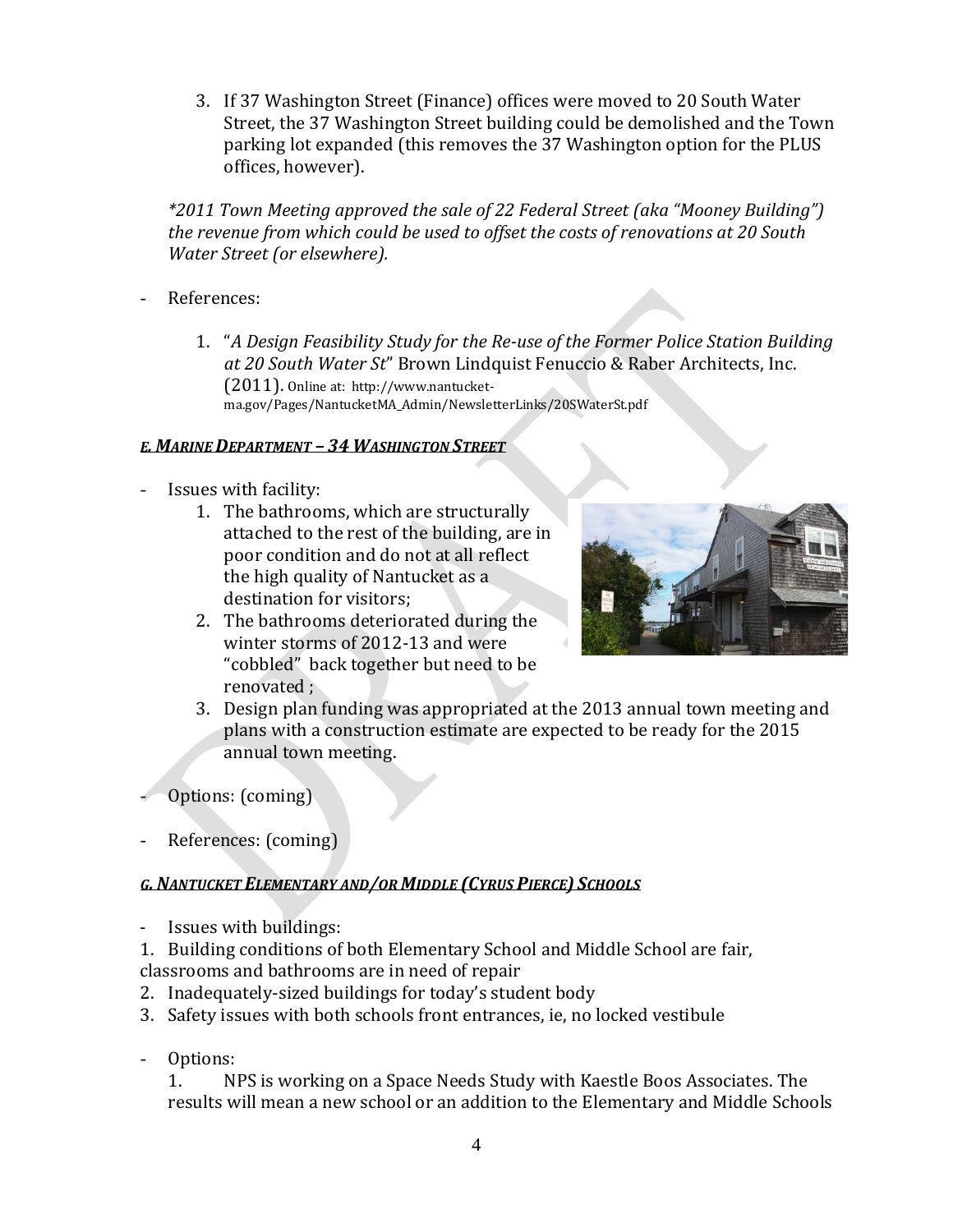3. If 37 Washington Street (Finance) offices were moved to 20 South Water Street, the 37 Washington Street building could be demolished and the Town parking lot expanded (this removes the 37 Washington option for the PLUS offices, however).

*\*2011 Town Meeting approved the sale of 22 Federal Street (aka "Mooney Building") the revenue from which could be used to offset the costs of renovations at 20 South Water Street (or elsewhere).*

- References:

  1. "*A Design Feasibility Study for the Re-use of the Former Police Station Building at 20 South Water St*" Brown Lindquist Fenuccio & Raber Architects, Inc. (2011). Online at: http://www.nantucket-ma.gov/Pages/NantucketMA_Admin/NewsletterLinks/20SWaterSt.pdf

***E. MARINE DEPARTMENT – 34 WASHINGTON STREET***

- Issues with facility:
  1. The bathrooms, which are structurally attached to the rest of the building, are in poor condition and do not at all reflect the high quality of Nantucket as a destination for visitors;
  2. The bathrooms deteriorated during the winter storms of 2012-13 and were "cobbled" back together but need to be renovated ;
  3. Design plan funding was appropriated at the 2013 annual town meeting and plans with a construction estimate are expected to be ready for the 2015 annual town meeting.

- Options: (coming)

- References: (coming)

***G. NANTUCKET ELEMENTARY AND/OR MIDDLE (CYRUS PIERCE) SCHOOLS***

- Issues with buildings:

1. Building conditions of both Elementary School and Middle School are fair, classrooms and bathrooms are in need of repair
2. Inadequately-sized buildings for today's student body
3. Safety issues with both schools front entrances, ie, no locked vestibule

- Options:

  1. NPS is working on a Space Needs Study with Kaestle Boos Associates. The results will mean a new school or an addition to the Elementary and Middle Schools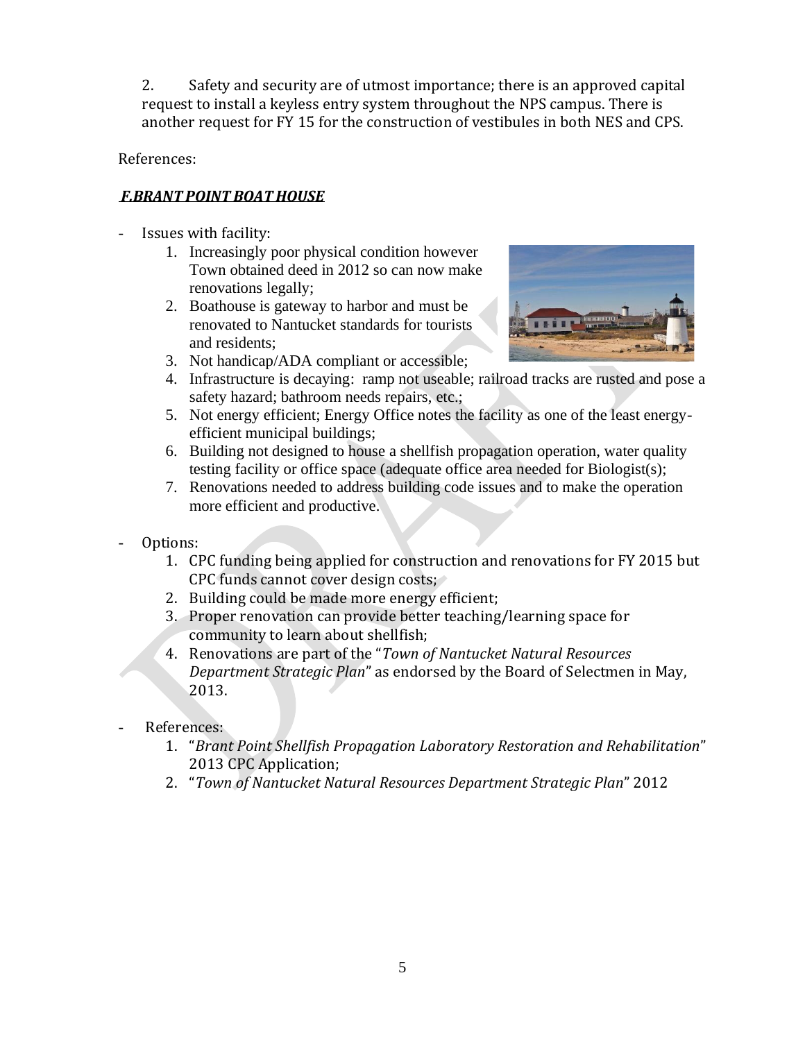2. Safety and security are of utmost importance; there is an approved capital request to install a keyless entry system throughout the NPS campus. There is another request for FY 15 for the construction of vestibules in both NES and CPS.

References:

***F.BRANT POINT BOAT HOUSE***

- Issues with facility:
    1. Increasingly poor physical condition however Town obtained deed in 2012 so can now make renovations legally;
    2. Boathouse is gateway to harbor and must be renovated to Nantucket standards for tourists and residents;
    3. Not handicap/ADA compliant or accessible;
    4. Infrastructure is decaying: ramp not useable; railroad tracks are rusted and pose a safety hazard; bathroom needs repairs, etc.;
    5. Not energy efficient; Energy Office notes the facility as one of the least energy-efficient municipal buildings;
    6. Building not designed to house a shellfish propagation operation, water quality testing facility or office space (adequate office area needed for Biologist(s);
    7. Renovations needed to address building code issues and to make the operation more efficient and productive.

- Options:
    1. CPC funding being applied for construction and renovations for FY 2015 but CPC funds cannot cover design costs;
    2. Building could be made more energy efficient;
    3. Proper renovation can provide better teaching/learning space for community to learn about shellfish;
    4. Renovations are part of the "*Town of Nantucket Natural Resources Department Strategic Plan*" as endorsed by the Board of Selectmen in May, 2013.

- References:
    1. "*Brant Point Shellfish Propagation Laboratory Restoration and Rehabilitation*" 2013 CPC Application;
    2. "*Town of Nantucket Natural Resources Department Strategic Plan*" 2012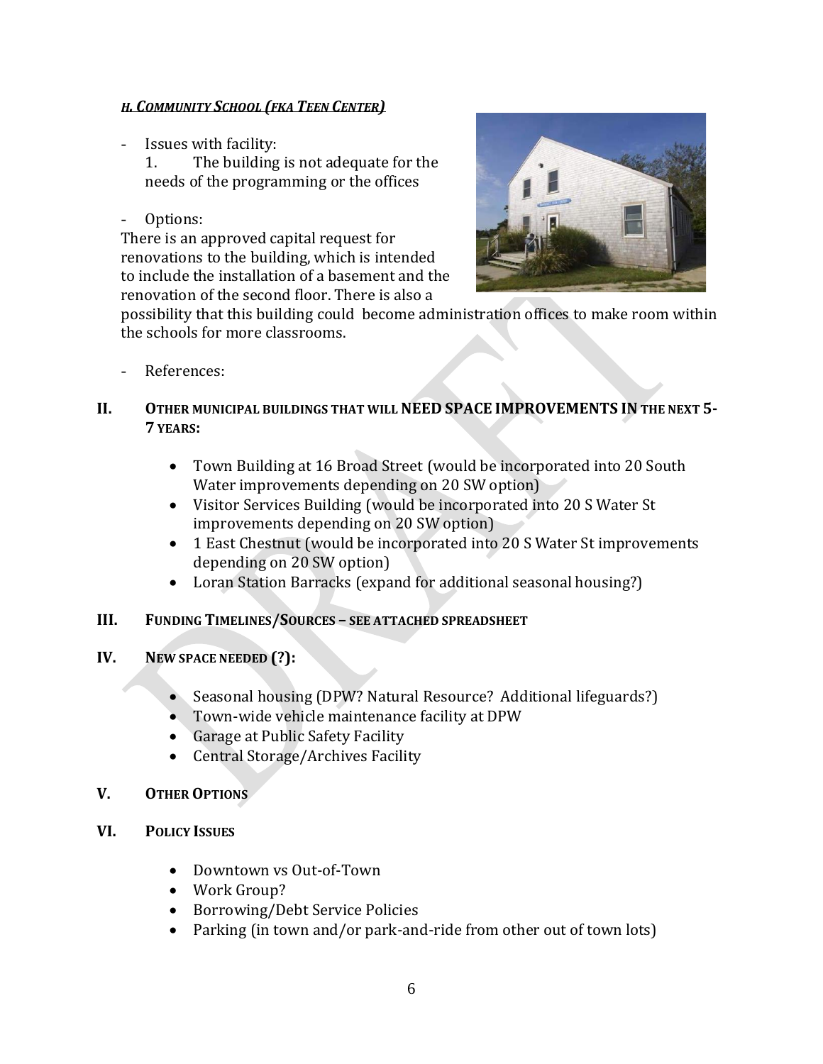***H. COMMUNITY SCHOOL (FKA TEEN CENTER)***

- Issues with facility:
  1. The building is not adequate for the needs of the programming or the offices

- Options:

There is an approved capital request for renovations to the building, which is intended to include the installation of a basement and the renovation of the second floor. There is also a possibility that this building could become administration offices to make room within the schools for more classrooms.

- References:

## II. OTHER MUNICIPAL BUILDINGS THAT WILL NEED SPACE IMPROVEMENTS IN THE NEXT 5-7 YEARS:

- Town Building at 16 Broad Street (would be incorporated into 20 South Water improvements depending on 20 SW option)
- Visitor Services Building (would be incorporated into 20 S Water St improvements depending on 20 SW option)
- 1 East Chestnut (would be incorporated into 20 S Water St improvements depending on 20 SW option)
- Loran Station Barracks (expand for additional seasonal housing?)

## III. FUNDING TIMELINES/SOURCES – SEE ATTACHED SPREADSHEET

## IV. NEW SPACE NEEDED (?):

- Seasonal housing (DPW? Natural Resource? Additional lifeguards?)
- Town-wide vehicle maintenance facility at DPW
- Garage at Public Safety Facility
- Central Storage/Archives Facility

## V. OTHER OPTIONS

## VI. POLICY ISSUES

- Downtown vs Out-of-Town
- Work Group?
- Borrowing/Debt Service Policies
- Parking (in town and/or park-and-ride from other out of town lots)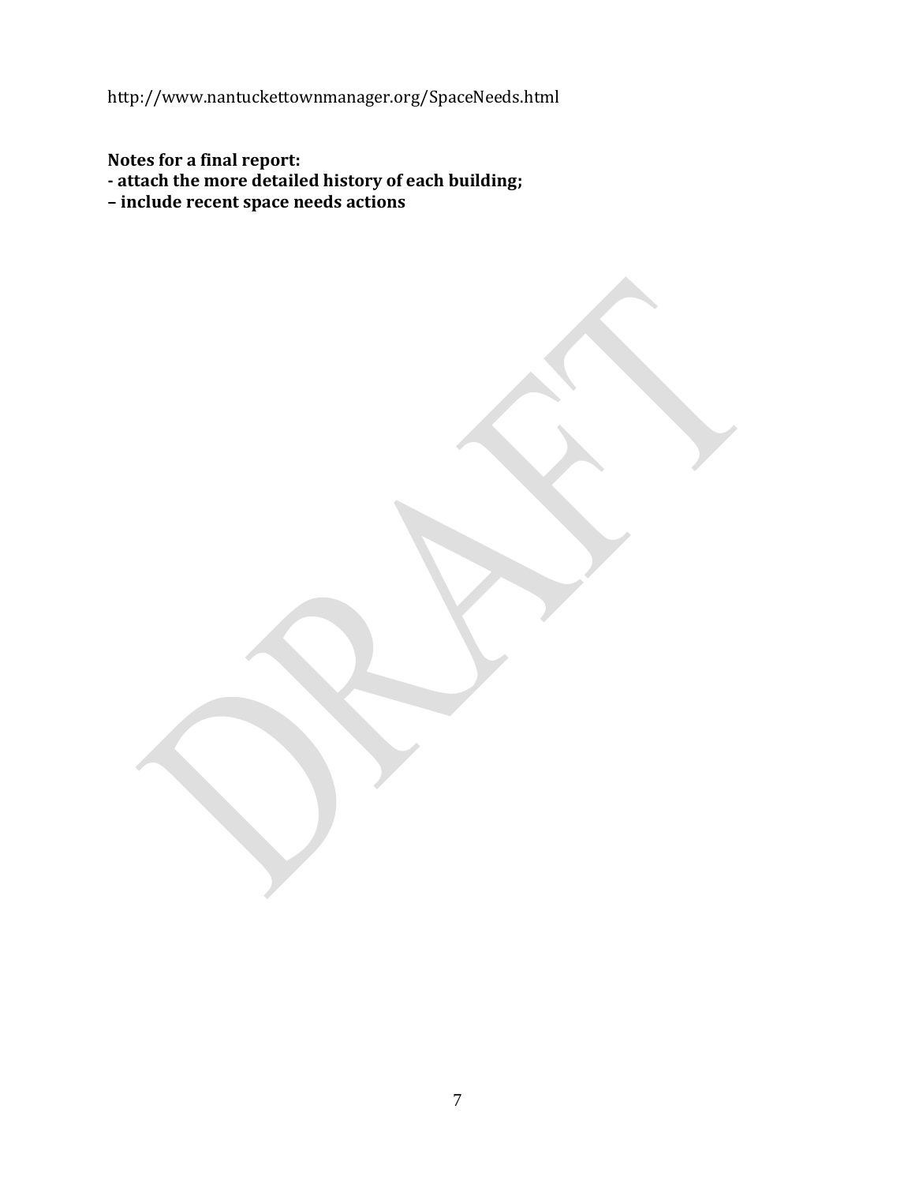http://www.nantuckettownmanager.org/SpaceNeeds.html

**Notes for a final report:**
**- attach the more detailed history of each building;**
**– include recent space needs actions**